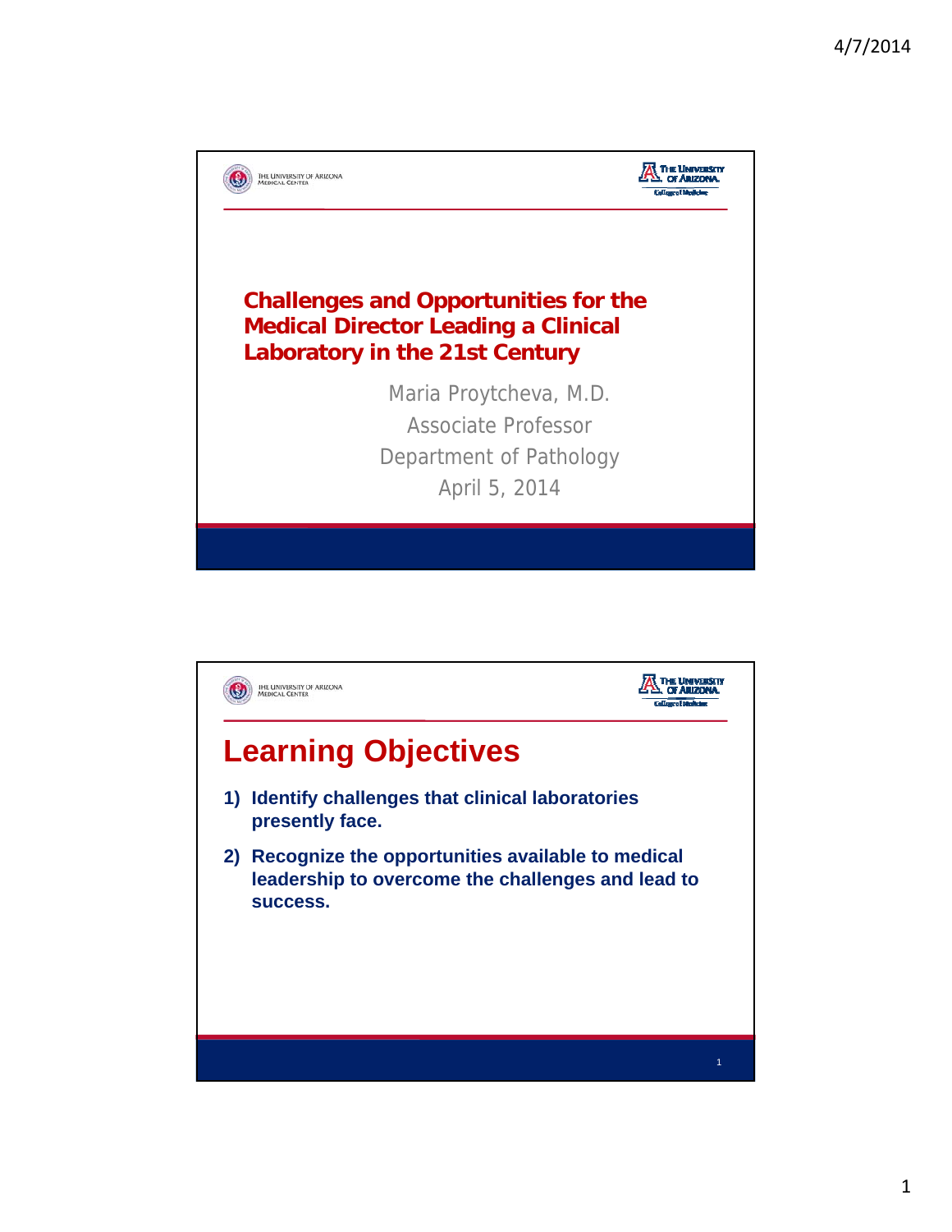# Challenges and Opportunities for the Medical Director Leading a Clinical Laboratory in the 21st Century

Maria Proytcheva, M.D.
Associate Professor
Department of Pathology
April 5, 2014

## Learning Objectives

1) **Identify challenges that clinical laboratories presently face.**
2) **Recognize the opportunities available to medical leadership to overcome the challenges and lead to success.**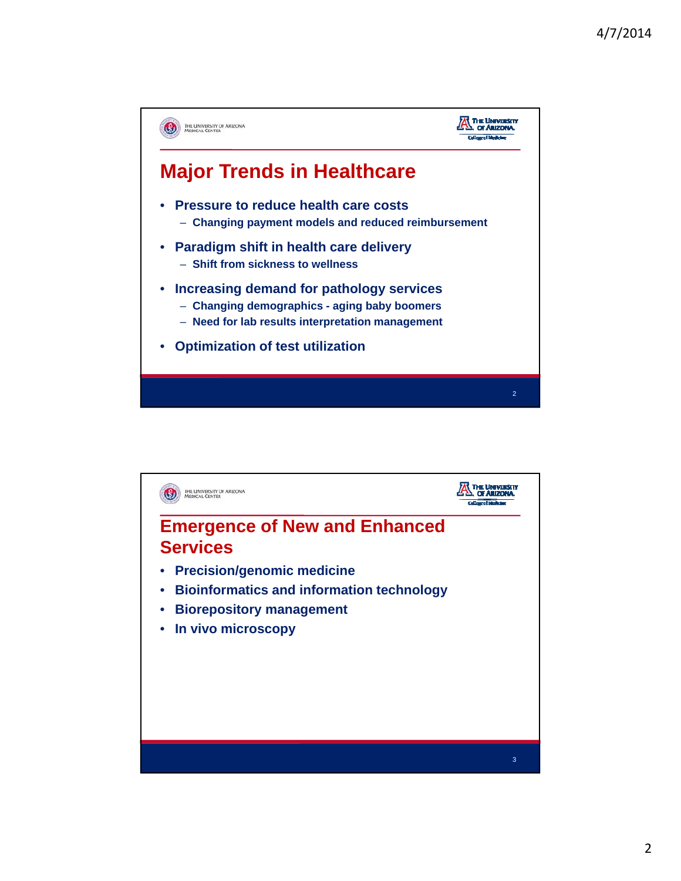## Major Trends in Healthcare

- Pressure to reduce health care costs
  - Changing payment models and reduced reimbursement
- Paradigm shift in health care delivery
  - Shift from sickness to wellness
- Increasing demand for pathology services
  - Changing demographics - aging baby boomers
  - Need for lab results interpretation management
- Optimization of test utilization

## Emergence of New and Enhanced Services

- Precision/genomic medicine
- Bioinformatics and information technology
- Biorepository management
- In vivo microscopy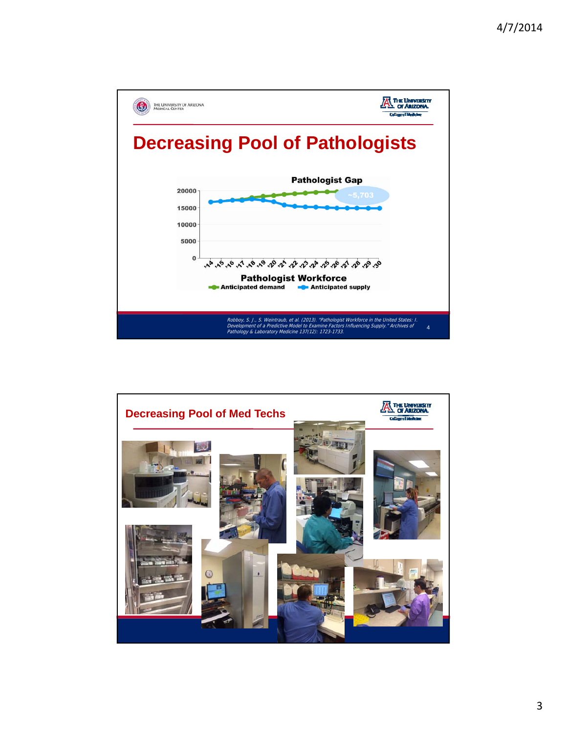## Decreasing Pool of Pathologists

**Pathologist Gap**

~5,703

**Pathologist Workforce**

Anticipated demand — Anticipated supply

| | '14 | '15 | '16 | '17 | '18 | '19 | '20 | '21 | '22 | '23 | '24 | '25 | '26 | '27 | '28 | '29 | '30 |
|---|---|---|---|---|---|---|---|---|---|---|---|---|---|---|---|---|---|

*Robboy, S. J., S. Weintraub, et al. (2013). "Pathologist Workforce in the United States: I. Development of a Predictive Model to Examine Factors Influencing Supply." Archives of Pathology & Laboratory Medicine 137(12): 1723-1733.*

## Decreasing Pool of Med Techs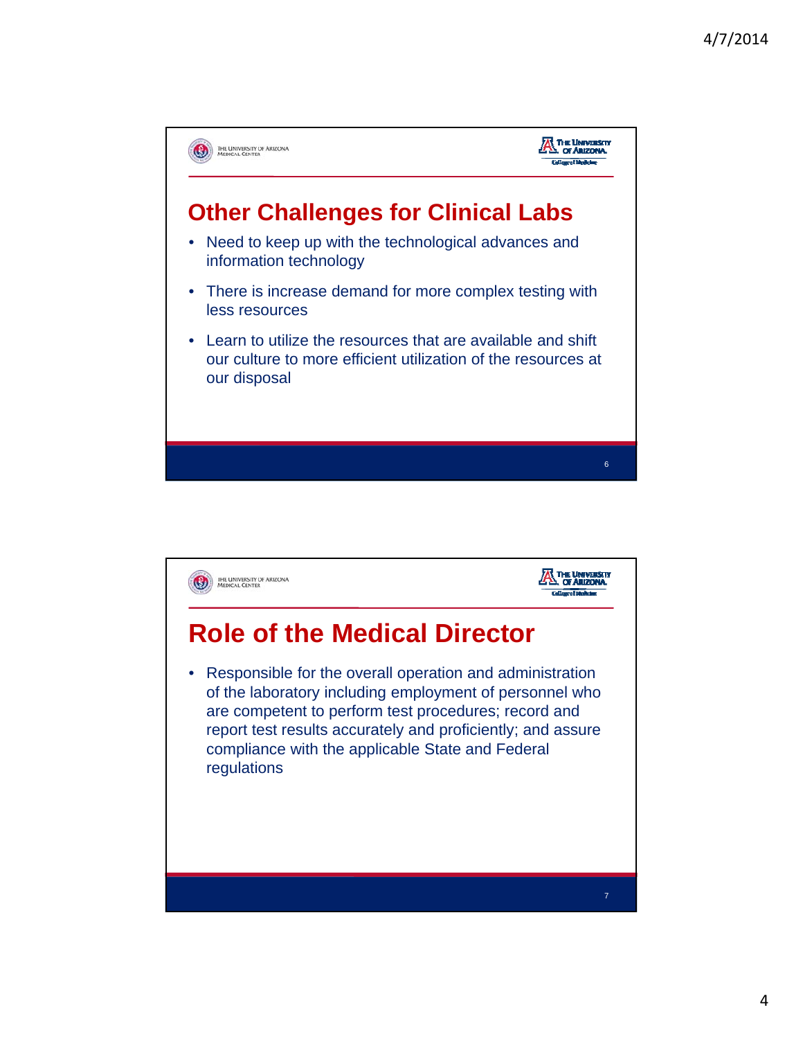## Other Challenges for Clinical Labs

- Need to keep up with the technological advances and information technology
- There is increase demand for more complex testing with less resources
- Learn to utilize the resources that are available and shift our culture to more efficient utilization of the resources at our disposal

## Role of the Medical Director

- Responsible for the overall operation and administration of the laboratory including employment of personnel who are competent to perform test procedures; record and report test results accurately and proficiently; and assure compliance with the applicable State and Federal regulations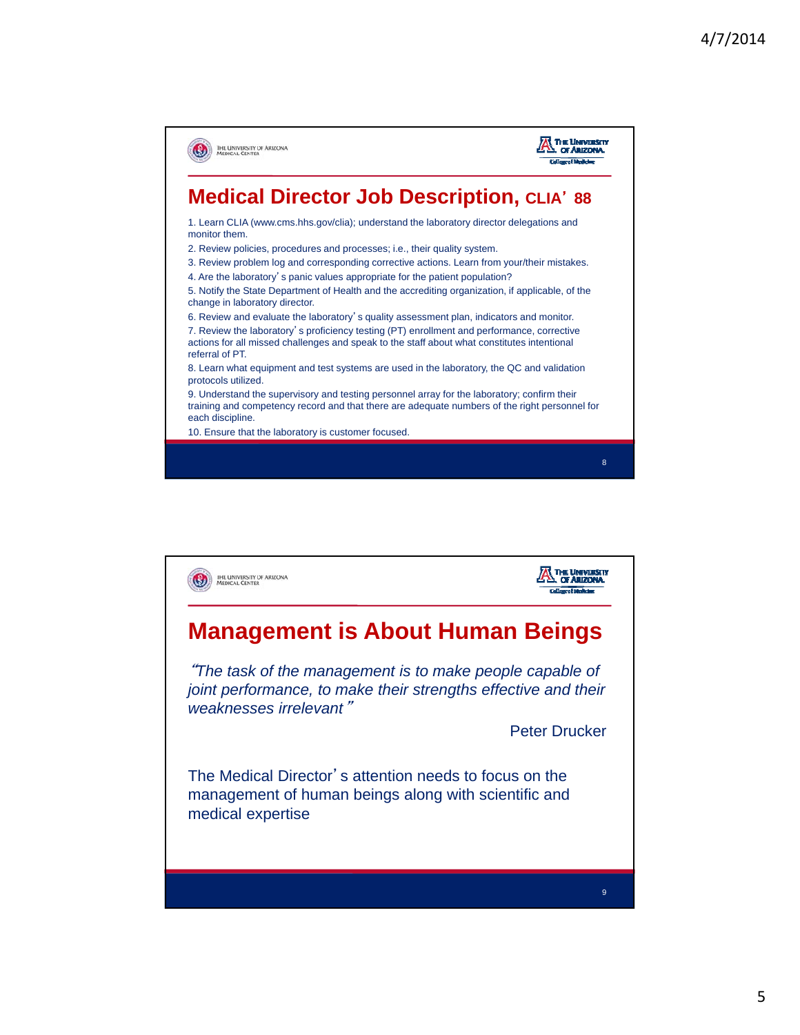## Medical Director Job Description, CLIA' 88

1. Learn CLIA (www.cms.hhs.gov/clia); understand the laboratory director delegations and monitor them.
2. Review policies, procedures and processes; i.e., their quality system.
3. Review problem log and corresponding corrective actions. Learn from your/their mistakes.
4. Are the laboratory's panic values appropriate for the patient population?
5. Notify the State Department of Health and the accrediting organization, if applicable, of the change in laboratory director.
6. Review and evaluate the laboratory's quality assessment plan, indicators and monitor.
7. Review the laboratory's proficiency testing (PT) enrollment and performance, corrective actions for all missed challenges and speak to the staff about what constitutes intentional referral of PT.
8. Learn what equipment and test systems are used in the laboratory, the QC and validation protocols utilized.
9. Understand the supervisory and testing personnel array for the laboratory; confirm their training and competency record and that there are adequate numbers of the right personnel for each discipline.
10. Ensure that the laboratory is customer focused.

## Management is About Human Beings

*"The task of the management is to make people capable of joint performance, to make their strengths effective and their weaknesses irrelevant"*

Peter Drucker

The Medical Director's attention needs to focus on the management of human beings along with scientific and medical expertise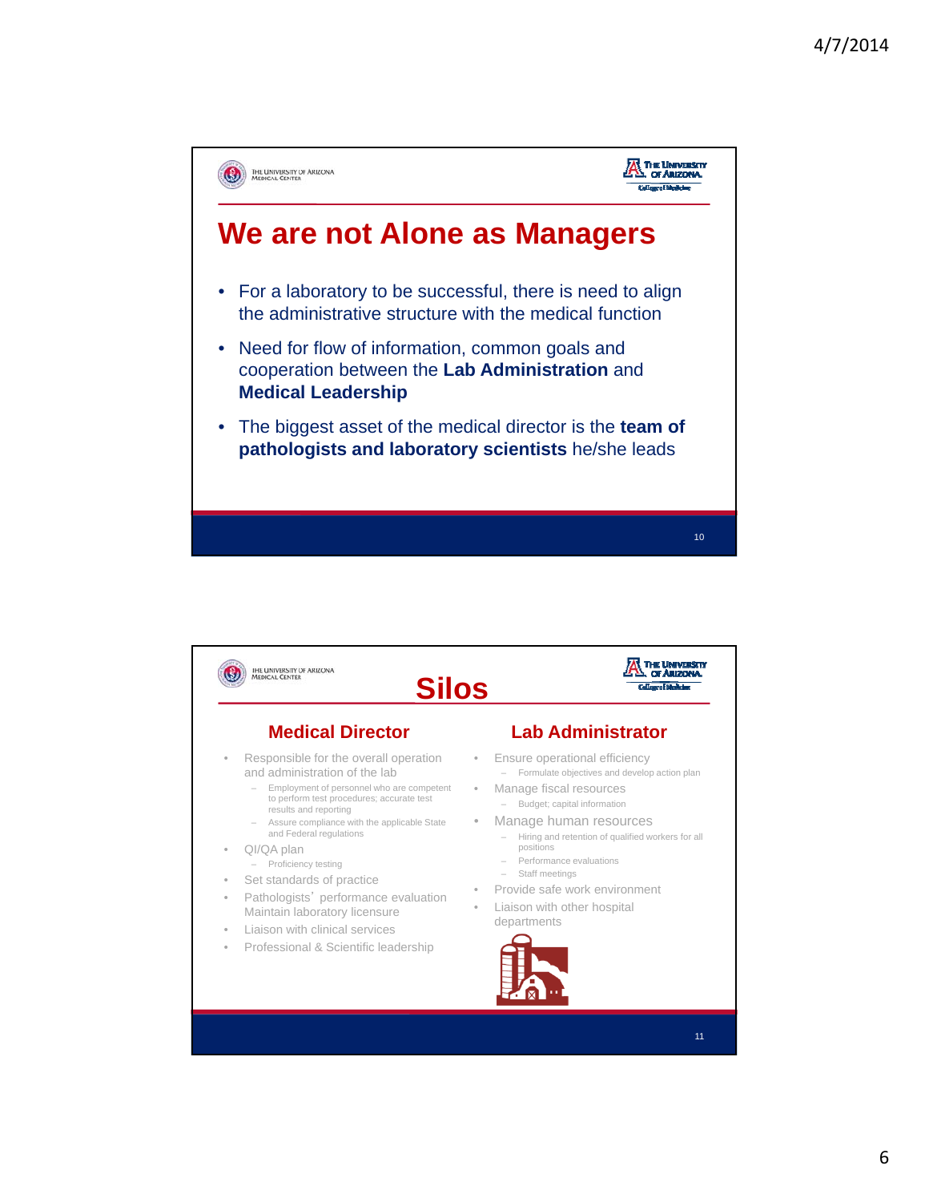# We are not Alone as Managers

- For a laboratory to be successful, there is need to align the administrative structure with the medical function
- Need for flow of information, common goals and cooperation between the **Lab Administration** and **Medical Leadership**
- The biggest asset of the medical director is the **team of pathologists and laboratory scientists** he/she leads

# Silos

## Medical Director

- Responsible for the overall operation and administration of the lab
  - Employment of personnel who are competent to perform test procedures; accurate test results and reporting
  - Assure compliance with the applicable State and Federal regulations
- QI/QA plan
  - Proficiency testing
- Set standards of practice
- Pathologists' performance evaluation Maintain laboratory licensure
- Liaison with clinical services
- Professional & Scientific leadership

## Lab Administrator

- Ensure operational efficiency
  - Formulate objectives and develop action plan
- Manage fiscal resources
  - Budget; capital information
- Manage human resources
  - Hiring and retention of qualified workers for all positions
  - Performance evaluations
  - Staff meetings
- Provide safe work environment
- Liaison with other hospital departments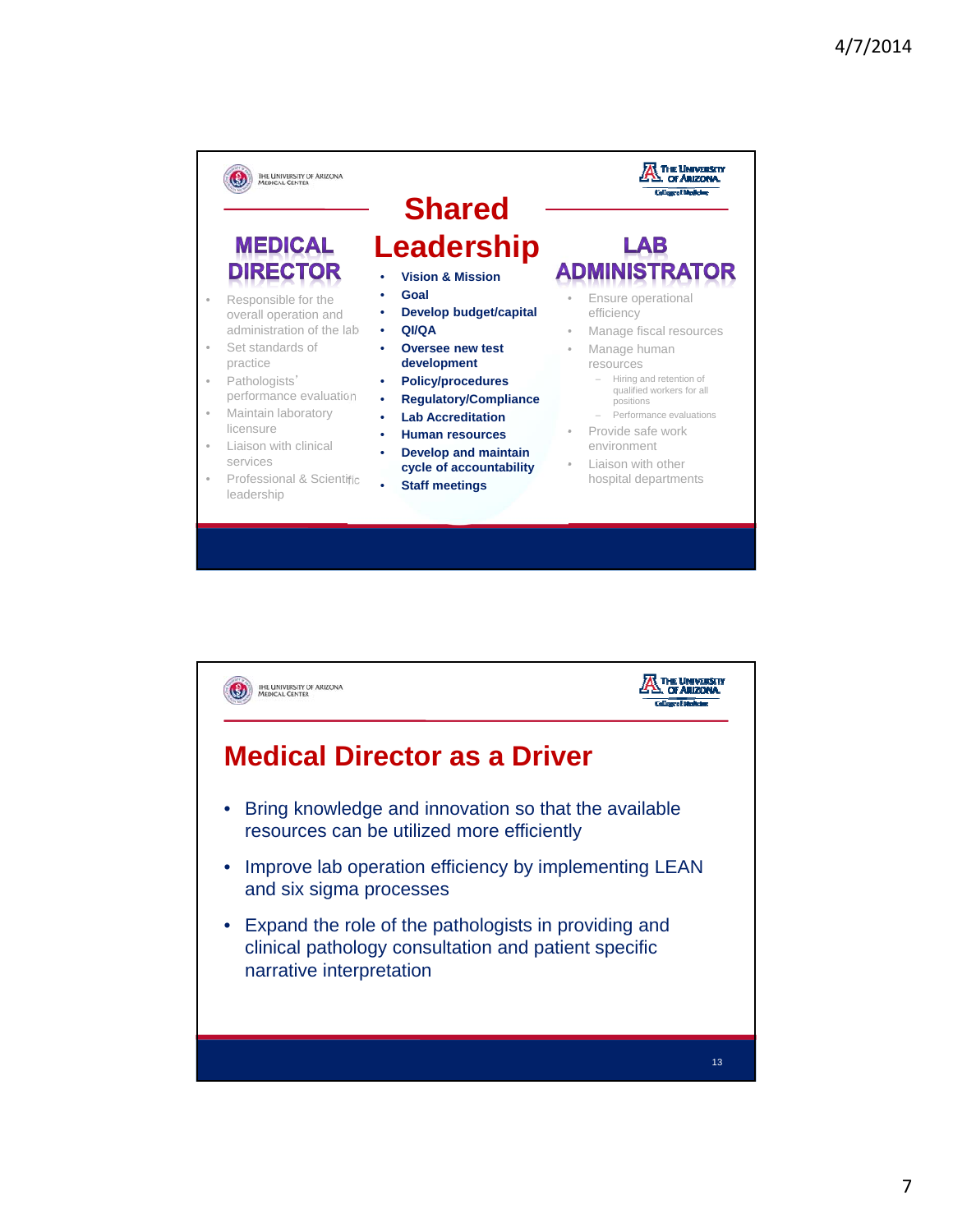## Shared Leadership

### MEDICAL DIRECTOR

- Responsible for the overall operation and administration of the lab
- Set standards of practice
- Pathologists' performance evaluation
- Maintain laboratory licensure
- Liaison with clinical services
- Professional & Scientific leadership

### Shared

- **Vision & Mission**
- **Goal**
- **Develop budget/capital**
- **QI/QA**
- **Oversee new test development**
- **Policy/procedures**
- **Regulatory/Compliance**
- **Lab Accreditation**
- **Human resources**
- **Develop and maintain cycle of accountability**
- **Staff meetings**

### LAB ADMINISTRATOR

- Ensure operational efficiency
- Manage fiscal resources
- Manage human resources
  - Hiring and retention of qualified workers for all positions
  - Performance evaluations
- Provide safe work environment
- Liaison with other hospital departments

## Medical Director as a Driver

- Bring knowledge and innovation so that the available resources can be utilized more efficiently
- Improve lab operation efficiency by implementing LEAN and six sigma processes
- Expand the role of the pathologists in providing and clinical pathology consultation and patient specific narrative interpretation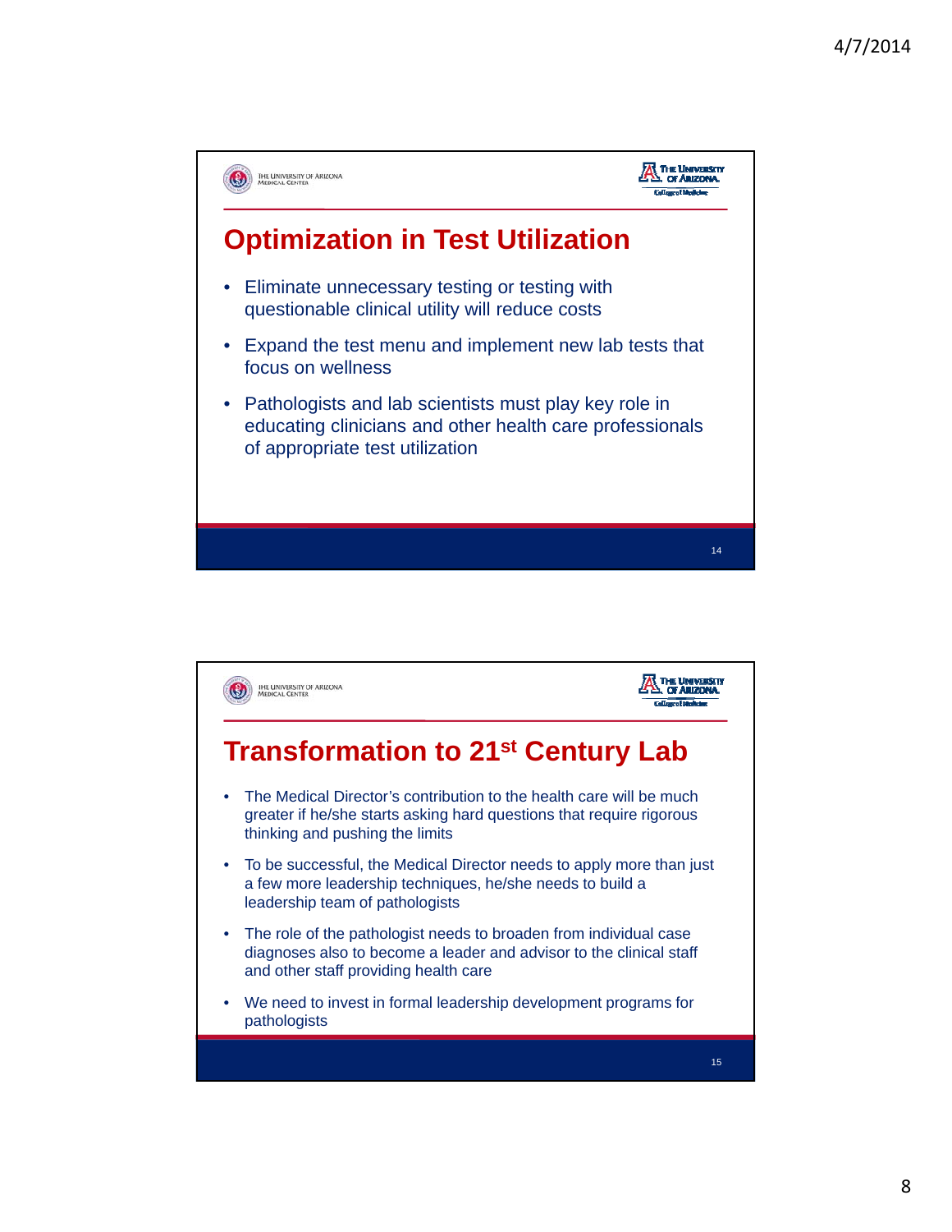## Optimization in Test Utilization

- Eliminate unnecessary testing or testing with questionable clinical utility will reduce costs
- Expand the test menu and implement new lab tests that focus on wellness
- Pathologists and lab scientists must play key role in educating clinicians and other health care professionals of appropriate test utilization

## Transformation to 21st Century Lab

- The Medical Director's contribution to the health care will be much greater if he/she starts asking hard questions that require rigorous thinking and pushing the limits
- To be successful, the Medical Director needs to apply more than just a few more leadership techniques, he/she needs to build a leadership team of pathologists
- The role of the pathologist needs to broaden from individual case diagnoses also to become a leader and advisor to the clinical staff and other staff providing health care
- We need to invest in formal leadership development programs for pathologists